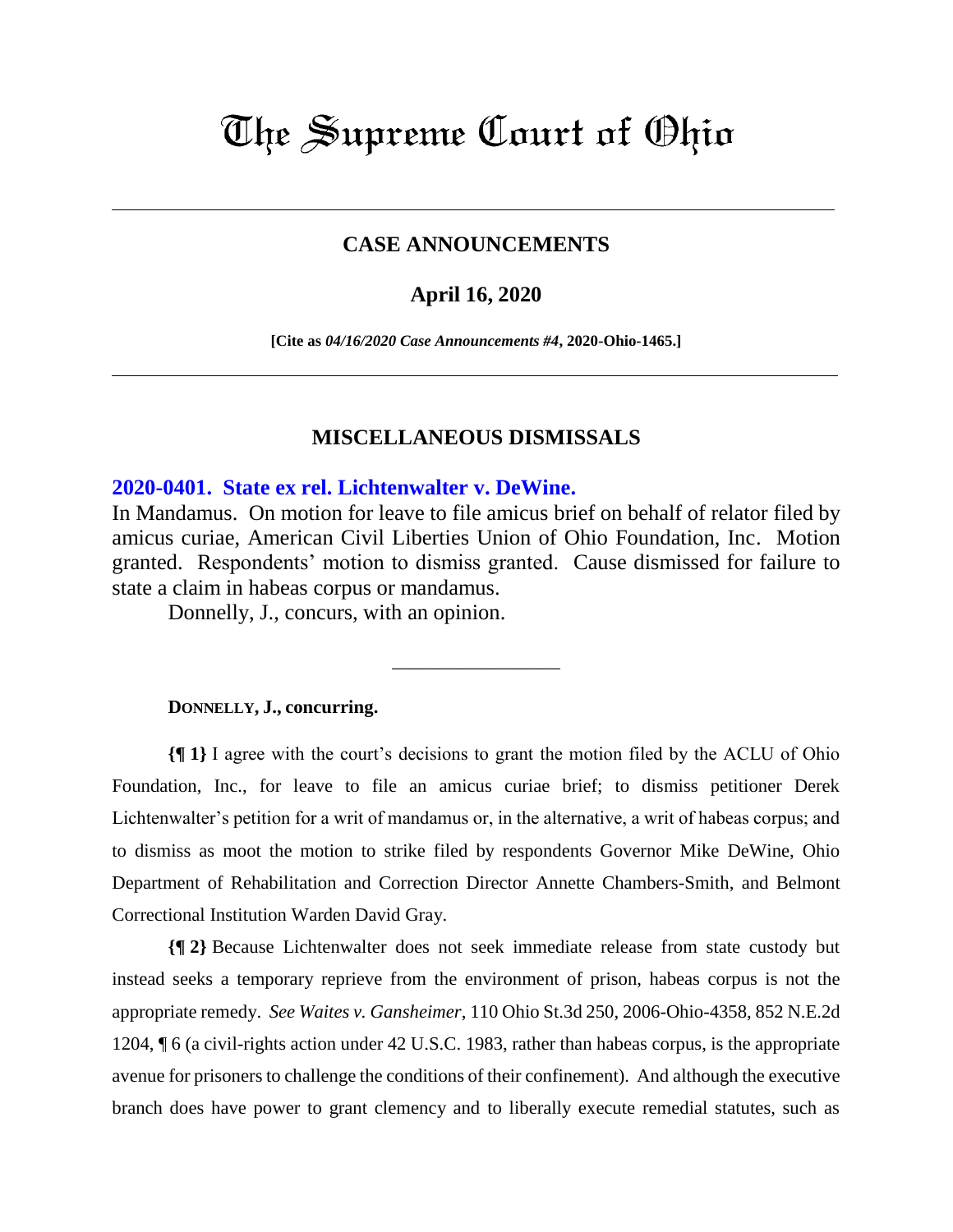# The Supreme Court of Ohio

## CASE ANNOUNCEMENTS

### April 16, 2020

**[Cite as** ***04/16/2020 Case Announcements #4*****, 2020-Ohio-1465.]**

## MISCELLANEOUS DISMISSALS

### 2020-0401. State ex rel. Lichtenwalter v. DeWine.

In Mandamus. On motion for leave to file amicus brief on behalf of relator filed by amicus curiae, American Civil Liberties Union of Ohio Foundation, Inc. Motion granted. Respondents' motion to dismiss granted. Cause dismissed for failure to state a claim in habeas corpus or mandamus.

Donnelly, J., concurs, with an opinion.

---

**DONNELLY, J., concurring.**

**{¶ 1}** I agree with the court's decisions to grant the motion filed by the ACLU of Ohio Foundation, Inc., for leave to file an amicus curiae brief; to dismiss petitioner Derek Lichtenwalter's petition for a writ of mandamus or, in the alternative, a writ of habeas corpus; and to dismiss as moot the motion to strike filed by respondents Governor Mike DeWine, Ohio Department of Rehabilitation and Correction Director Annette Chambers-Smith, and Belmont Correctional Institution Warden David Gray.

**{¶ 2}** Because Lichtenwalter does not seek immediate release from state custody but instead seeks a temporary reprieve from the environment of prison, habeas corpus is not the appropriate remedy. *See Waites v. Gansheimer*, 110 Ohio St.3d 250, 2006-Ohio-4358, 852 N.E.2d 1204, ¶ 6 (a civil-rights action under 42 U.S.C. 1983, rather than habeas corpus, is the appropriate avenue for prisoners to challenge the conditions of their confinement). And although the executive branch does have power to grant clemency and to liberally execute remedial statutes, such as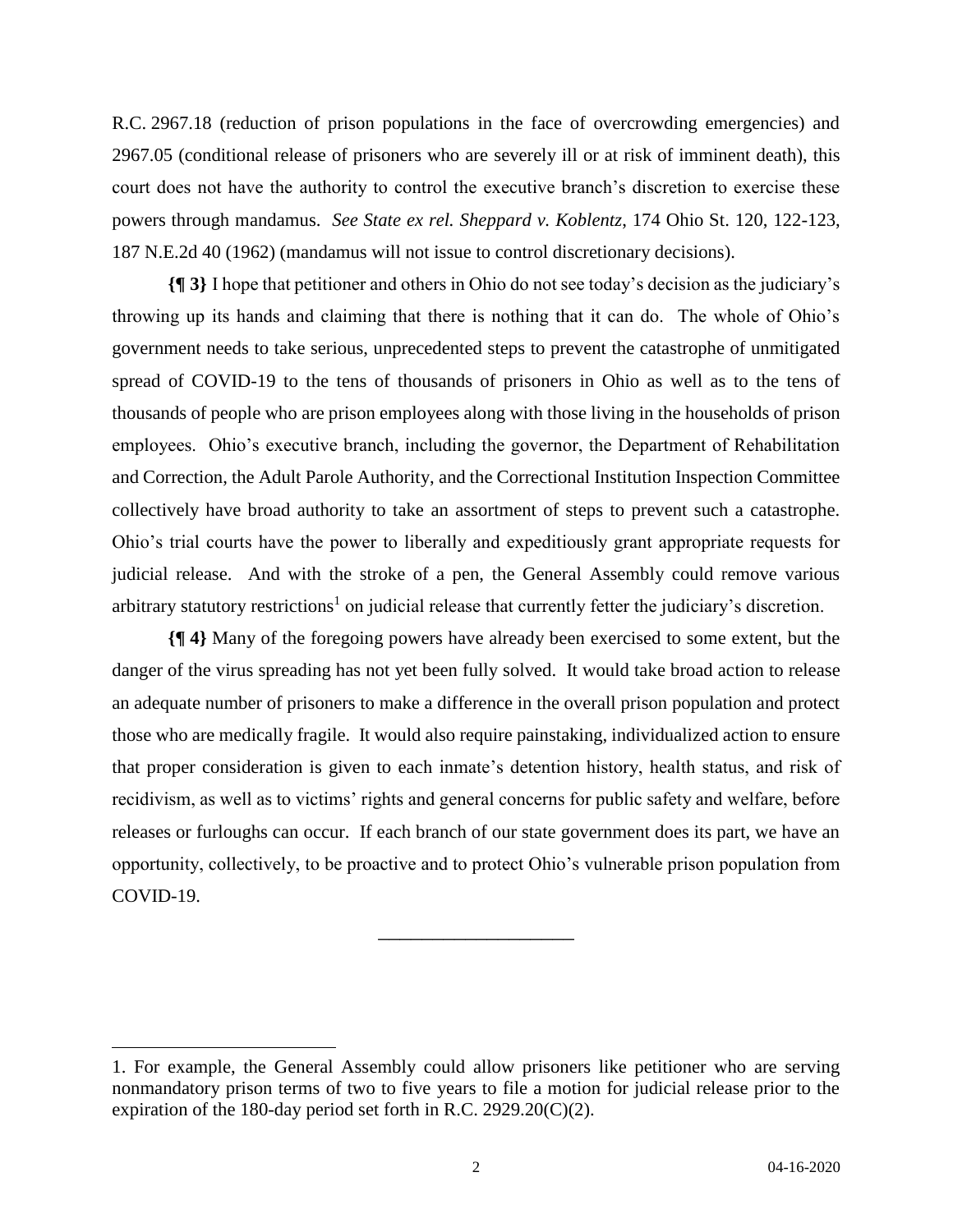R.C. 2967.18 (reduction of prison populations in the face of overcrowding emergencies) and 2967.05 (conditional release of prisoners who are severely ill or at risk of imminent death), this court does not have the authority to control the executive branch's discretion to exercise these powers through mandamus. *See State ex rel. Sheppard v. Koblentz*, 174 Ohio St. 120, 122-123, 187 N.E.2d 40 (1962) (mandamus will not issue to control discretionary decisions).

**{¶ 3}** I hope that petitioner and others in Ohio do not see today's decision as the judiciary's throwing up its hands and claiming that there is nothing that it can do. The whole of Ohio's government needs to take serious, unprecedented steps to prevent the catastrophe of unmitigated spread of COVID-19 to the tens of thousands of prisoners in Ohio as well as to the tens of thousands of people who are prison employees along with those living in the households of prison employees. Ohio's executive branch, including the governor, the Department of Rehabilitation and Correction, the Adult Parole Authority, and the Correctional Institution Inspection Committee collectively have broad authority to take an assortment of steps to prevent such a catastrophe. Ohio's trial courts have the power to liberally and expeditiously grant appropriate requests for judicial release. And with the stroke of a pen, the General Assembly could remove various arbitrary statutory restrictions[1] on judicial release that currently fetter the judiciary's discretion.

**{¶ 4}** Many of the foregoing powers have already been exercised to some extent, but the danger of the virus spreading has not yet been fully solved. It would take broad action to release an adequate number of prisoners to make a difference in the overall prison population and protect those who are medically fragile. It would also require painstaking, individualized action to ensure that proper consideration is given to each inmate's detention history, health status, and risk of recidivism, as well as to victims' rights and general concerns for public safety and welfare, before releases or furloughs can occur. If each branch of our state government does its part, we have an opportunity, collectively, to be proactive and to protect Ohio's vulnerable prison population from COVID-19.

---

1. For example, the General Assembly could allow prisoners like petitioner who are serving nonmandatory prison terms of two to five years to file a motion for judicial release prior to the expiration of the 180-day period set forth in R.C. 2929.20(C)(2).